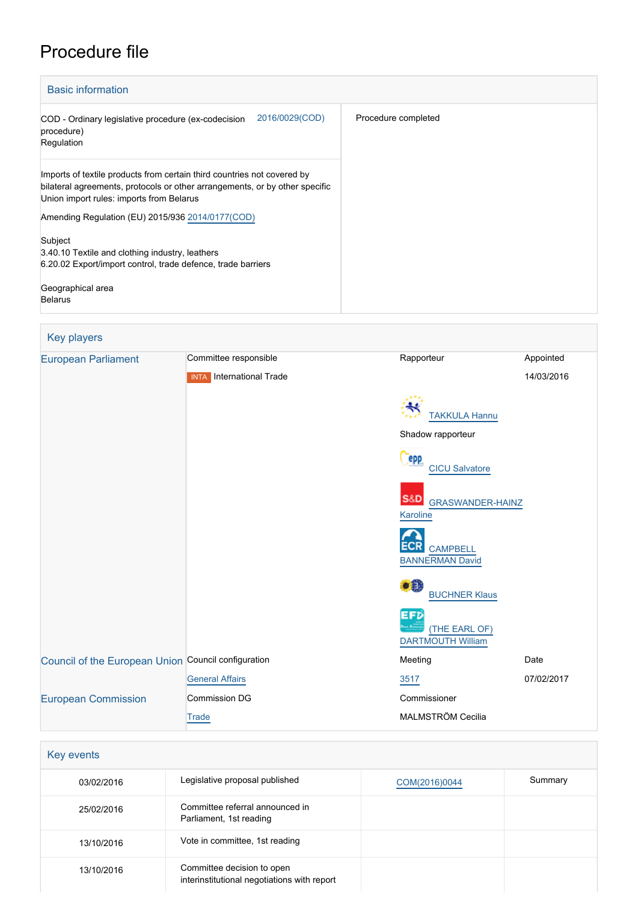# Procedure file

## Basic information

| | |
|---|---|
| COD - Ordinary legislative procedure (ex-codecision procedure) 2016/0029(COD)<br>Regulation | Procedure completed |
| Imports of textile products from certain third countries not covered by bilateral agreements, protocols or other arrangements, or by other specific Union import rules: imports from Belarus<br><br>Amending Regulation (EU) 2015/936 2014/0177(COD)<br><br>Subject<br>3.40.10 Textile and clothing industry, leathers<br>6.20.02 Export/import control, trade defence, trade barriers<br><br>Geographical area<br>Belarus | |

## Key players

| | | | |
|---|---|---|---|
| European Parliament | Committee responsible | Rapporteur | Appointed |
| | INTA International Trade | TAKKULA Hannu | 14/03/2016 |
| | | Shadow rapporteur | |
| | | CICU Salvatore | |
| | | GRASWANDER-HAINZ Karoline | |
| | | CAMPBELL BANNERMAN David | |
| | | BUCHNER Klaus | |
| | | (THE EARL OF) DARTMOUTH William | |
| Council of the European Union | Council configuration | Meeting | Date |
| | General Affairs | 3517 | 07/02/2017 |
| European Commission | Commission DG | Commissioner | |
| | Trade | MALMSTRÖM Cecilia | |

## Key events

| | | | |
|---|---|---|---|
| 03/02/2016 | Legislative proposal published | COM(2016)0044 | Summary |
| 25/02/2016 | Committee referral announced in Parliament, 1st reading | | |
| 13/10/2016 | Vote in committee, 1st reading | | |
| 13/10/2016 | Committee decision to open interinstitutional negotiations with report | | |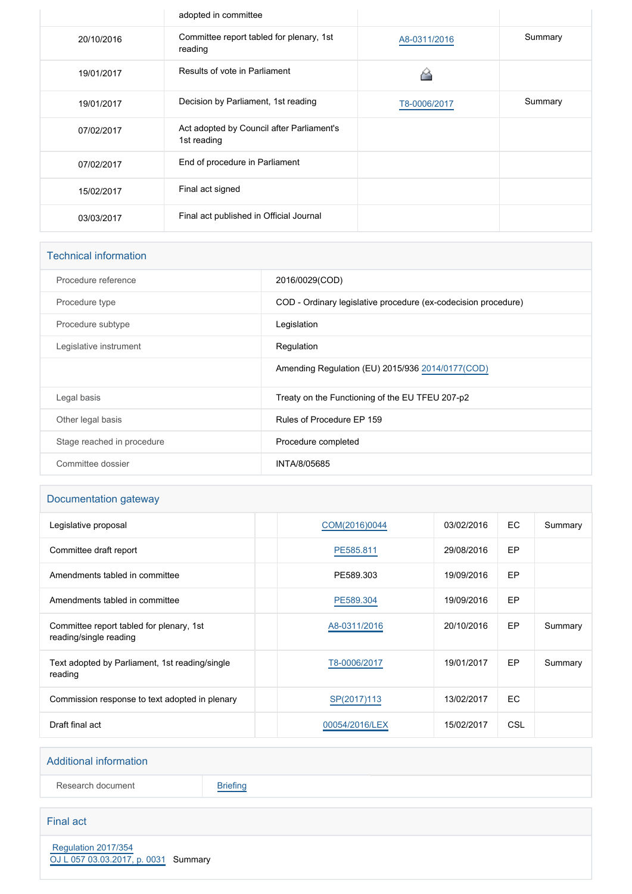| | adopted in committee | | |
|---|---|---|---|
| 20/10/2016 | Committee report tabled for plenary, 1st reading | A8-0311/2016 | Summary |
| 19/01/2017 | Results of vote in Parliament | | |
| 19/01/2017 | Decision by Parliament, 1st reading | T8-0006/2017 | Summary |
| 07/02/2017 | Act adopted by Council after Parliament's 1st reading | | |
| 07/02/2017 | End of procedure in Parliament | | |
| 15/02/2017 | Final act signed | | |
| 03/03/2017 | Final act published in Official Journal | | |

## Technical information

| | |
|---|---|
| Procedure reference | 2016/0029(COD) |
| Procedure type | COD - Ordinary legislative procedure (ex-codecision procedure) |
| Procedure subtype | Legislation |
| Legislative instrument | Regulation |
| | Amending Regulation (EU) 2015/936 2014/0177(COD) |
| Legal basis | Treaty on the Functioning of the EU TFEU 207-p2 |
| Other legal basis | Rules of Procedure EP 159 |
| Stage reached in procedure | Procedure completed |
| Committee dossier | INTA/8/05685 |

## Documentation gateway

| | | | | | |
|---|---|---|---|---|---|
| Legislative proposal | | COM(2016)0044 | 03/02/2016 | EC | Summary |
| Committee draft report | | PE585.811 | 29/08/2016 | EP | |
| Amendments tabled in committee | | PE589.303 | 19/09/2016 | EP | |
| Amendments tabled in committee | | PE589.304 | 19/09/2016 | EP | |
| Committee report tabled for plenary, 1st reading/single reading | | A8-0311/2016 | 20/10/2016 | EP | Summary |
| Text adopted by Parliament, 1st reading/single reading | | T8-0006/2017 | 19/01/2017 | EP | Summary |
| Commission response to text adopted in plenary | | SP(2017)113 | 13/02/2017 | EC | |
| Draft final act | | 00054/2016/LEX | 15/02/2017 | CSL | |

## Additional information

| | |
|---|---|
| Research document | Briefing |

## Final act

Regulation 2017/354
OJ L 057 03.03.2017, p. 0031 Summary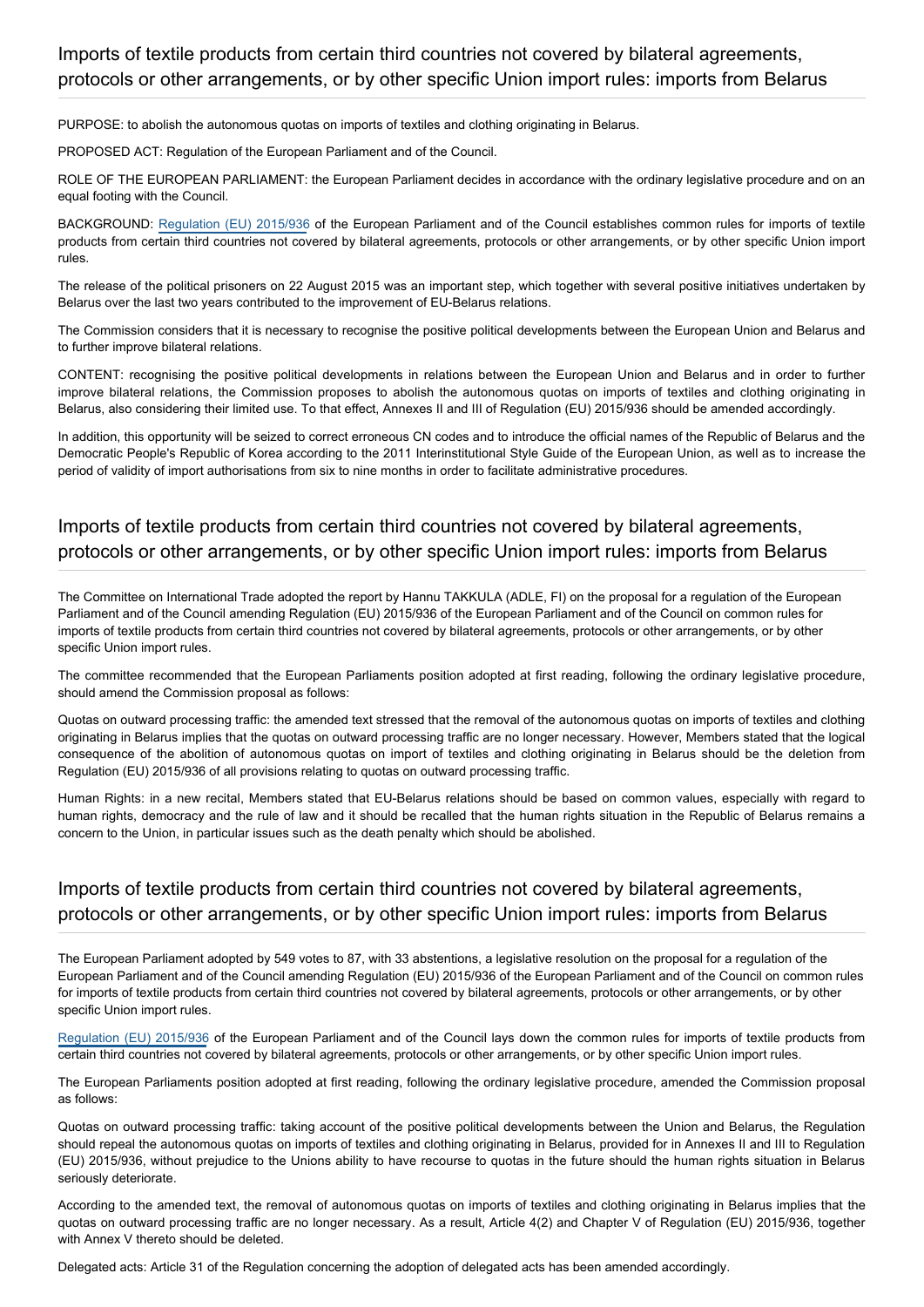## Imports of textile products from certain third countries not covered by bilateral agreements, protocols or other arrangements, or by other specific Union import rules: imports from Belarus

PURPOSE: to abolish the autonomous quotas on imports of textiles and clothing originating in Belarus.

PROPOSED ACT: Regulation of the European Parliament and of the Council.

ROLE OF THE EUROPEAN PARLIAMENT: the European Parliament decides in accordance with the ordinary legislative procedure and on an equal footing with the Council.

BACKGROUND: Regulation (EU) 2015/936 of the European Parliament and of the Council establishes common rules for imports of textile products from certain third countries not covered by bilateral agreements, protocols or other arrangements, or by other specific Union import rules.

The release of the political prisoners on 22 August 2015 was an important step, which together with several positive initiatives undertaken by Belarus over the last two years contributed to the improvement of EU-Belarus relations.

The Commission considers that it is necessary to recognise the positive political developments between the European Union and Belarus and to further improve bilateral relations.

CONTENT: recognising the positive political developments in relations between the European Union and Belarus and in order to further improve bilateral relations, the Commission proposes to abolish the autonomous quotas on imports of textiles and clothing originating in Belarus, also considering their limited use. To that effect, Annexes II and III of Regulation (EU) 2015/936 should be amended accordingly.

In addition, this opportunity will be seized to correct erroneous CN codes and to introduce the official names of the Republic of Belarus and the Democratic People's Republic of Korea according to the 2011 Interinstitutional Style Guide of the European Union, as well as to increase the period of validity of import authorisations from six to nine months in order to facilitate administrative procedures.

## Imports of textile products from certain third countries not covered by bilateral agreements, protocols or other arrangements, or by other specific Union import rules: imports from Belarus

The Committee on International Trade adopted the report by Hannu TAKKULA (ADLE, FI) on the proposal for a regulation of the European Parliament and of the Council amending Regulation (EU) 2015/936 of the European Parliament and of the Council on common rules for imports of textile products from certain third countries not covered by bilateral agreements, protocols or other arrangements, or by other specific Union import rules.

The committee recommended that the European Parliaments position adopted at first reading, following the ordinary legislative procedure, should amend the Commission proposal as follows:

Quotas on outward processing traffic: the amended text stressed that the removal of the autonomous quotas on imports of textiles and clothing originating in Belarus implies that the quotas on outward processing traffic are no longer necessary. However, Members stated that the logical consequence of the abolition of autonomous quotas on import of textiles and clothing originating in Belarus should be the deletion from Regulation (EU) 2015/936 of all provisions relating to quotas on outward processing traffic.

Human Rights: in a new recital, Members stated that EU-Belarus relations should be based on common values, especially with regard to human rights, democracy and the rule of law and it should be recalled that the human rights situation in the Republic of Belarus remains a concern to the Union, in particular issues such as the death penalty which should be abolished.

## Imports of textile products from certain third countries not covered by bilateral agreements, protocols or other arrangements, or by other specific Union import rules: imports from Belarus

The European Parliament adopted by 549 votes to 87, with 33 abstentions, a legislative resolution on the proposal for a regulation of the European Parliament and of the Council amending Regulation (EU) 2015/936 of the European Parliament and of the Council on common rules for imports of textile products from certain third countries not covered by bilateral agreements, protocols or other arrangements, or by other specific Union import rules.

Regulation (EU) 2015/936 of the European Parliament and of the Council lays down the common rules for imports of textile products from certain third countries not covered by bilateral agreements, protocols or other arrangements, or by other specific Union import rules.

The European Parliaments position adopted at first reading, following the ordinary legislative procedure, amended the Commission proposal as follows:

Quotas on outward processing traffic: taking account of the positive political developments between the Union and Belarus, the Regulation should repeal the autonomous quotas on imports of textiles and clothing originating in Belarus, provided for in Annexes II and III to Regulation (EU) 2015/936, without prejudice to the Unions ability to have recourse to quotas in the future should the human rights situation in Belarus seriously deteriorate.

According to the amended text, the removal of autonomous quotas on imports of textiles and clothing originating in Belarus implies that the quotas on outward processing traffic are no longer necessary. As a result, Article 4(2) and Chapter V of Regulation (EU) 2015/936, together with Annex V thereto should be deleted.

Delegated acts: Article 31 of the Regulation concerning the adoption of delegated acts has been amended accordingly.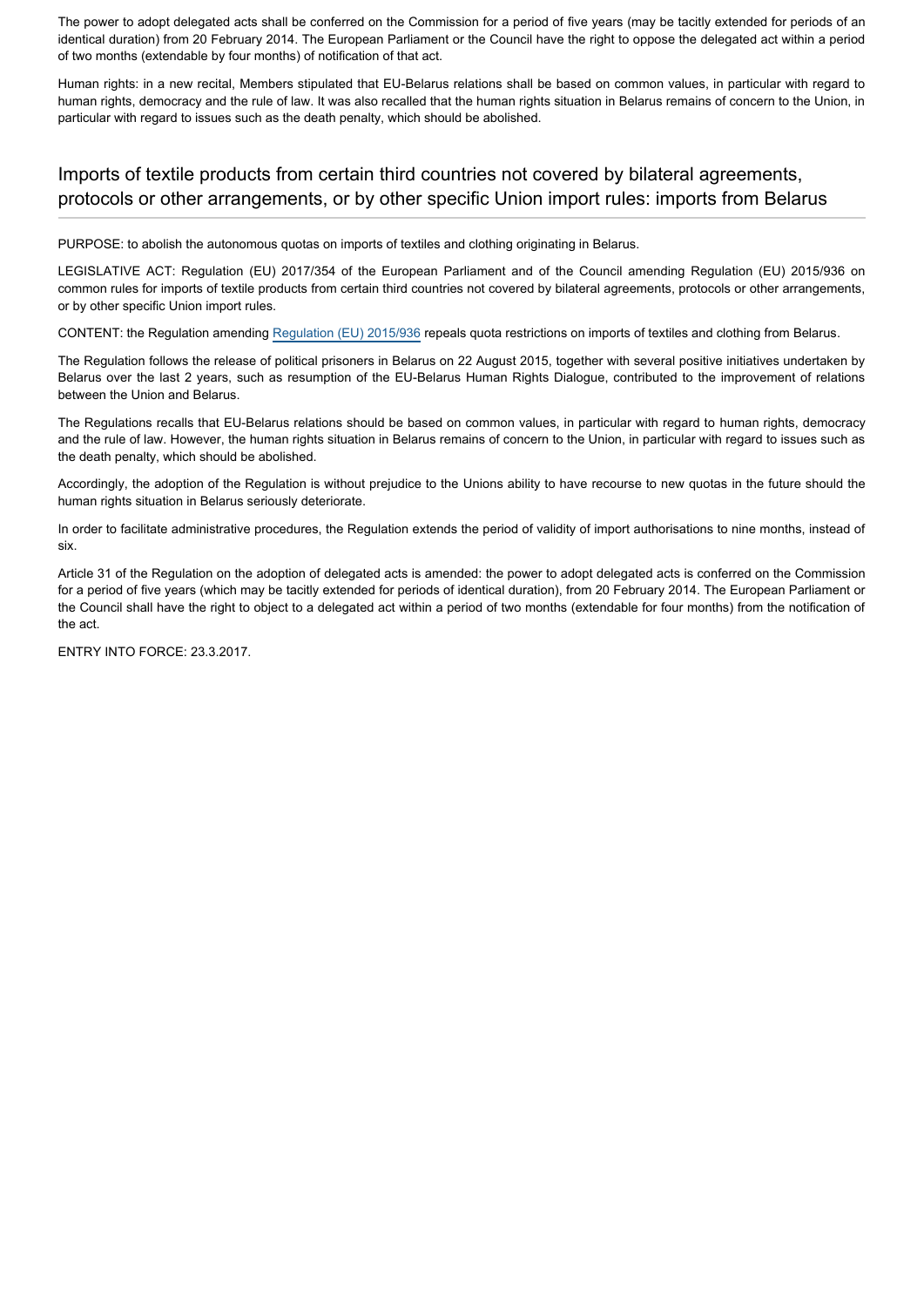The power to adopt delegated acts shall be conferred on the Commission for a period of five years (may be tacitly extended for periods of an identical duration) from 20 February 2014. The European Parliament or the Council have the right to oppose the delegated act within a period of two months (extendable by four months) of notification of that act.

Human rights: in a new recital, Members stipulated that EU-Belarus relations shall be based on common values, in particular with regard to human rights, democracy and the rule of law. It was also recalled that the human rights situation in Belarus remains of concern to the Union, in particular with regard to issues such as the death penalty, which should be abolished.

## Imports of textile products from certain third countries not covered by bilateral agreements, protocols or other arrangements, or by other specific Union import rules: imports from Belarus

PURPOSE: to abolish the autonomous quotas on imports of textiles and clothing originating in Belarus.

LEGISLATIVE ACT: Regulation (EU) 2017/354 of the European Parliament and of the Council amending Regulation (EU) 2015/936 on common rules for imports of textile products from certain third countries not covered by bilateral agreements, protocols or other arrangements, or by other specific Union import rules.

CONTENT: the Regulation amending Regulation (EU) 2015/936 repeals quota restrictions on imports of textiles and clothing from Belarus.

The Regulation follows the release of political prisoners in Belarus on 22 August 2015, together with several positive initiatives undertaken by Belarus over the last 2 years, such as resumption of the EU-Belarus Human Rights Dialogue, contributed to the improvement of relations between the Union and Belarus.

The Regulations recalls that EU-Belarus relations should be based on common values, in particular with regard to human rights, democracy and the rule of law. However, the human rights situation in Belarus remains of concern to the Union, in particular with regard to issues such as the death penalty, which should be abolished.

Accordingly, the adoption of the Regulation is without prejudice to the Unions ability to have recourse to new quotas in the future should the human rights situation in Belarus seriously deteriorate.

In order to facilitate administrative procedures, the Regulation extends the period of validity of import authorisations to nine months, instead of six.

Article 31 of the Regulation on the adoption of delegated acts is amended: the power to adopt delegated acts is conferred on the Commission for a period of five years (which may be tacitly extended for periods of identical duration), from 20 February 2014. The European Parliament or the Council shall have the right to object to a delegated act within a period of two months (extendable for four months) from the notification of the act.

ENTRY INTO FORCE: 23.3.2017.